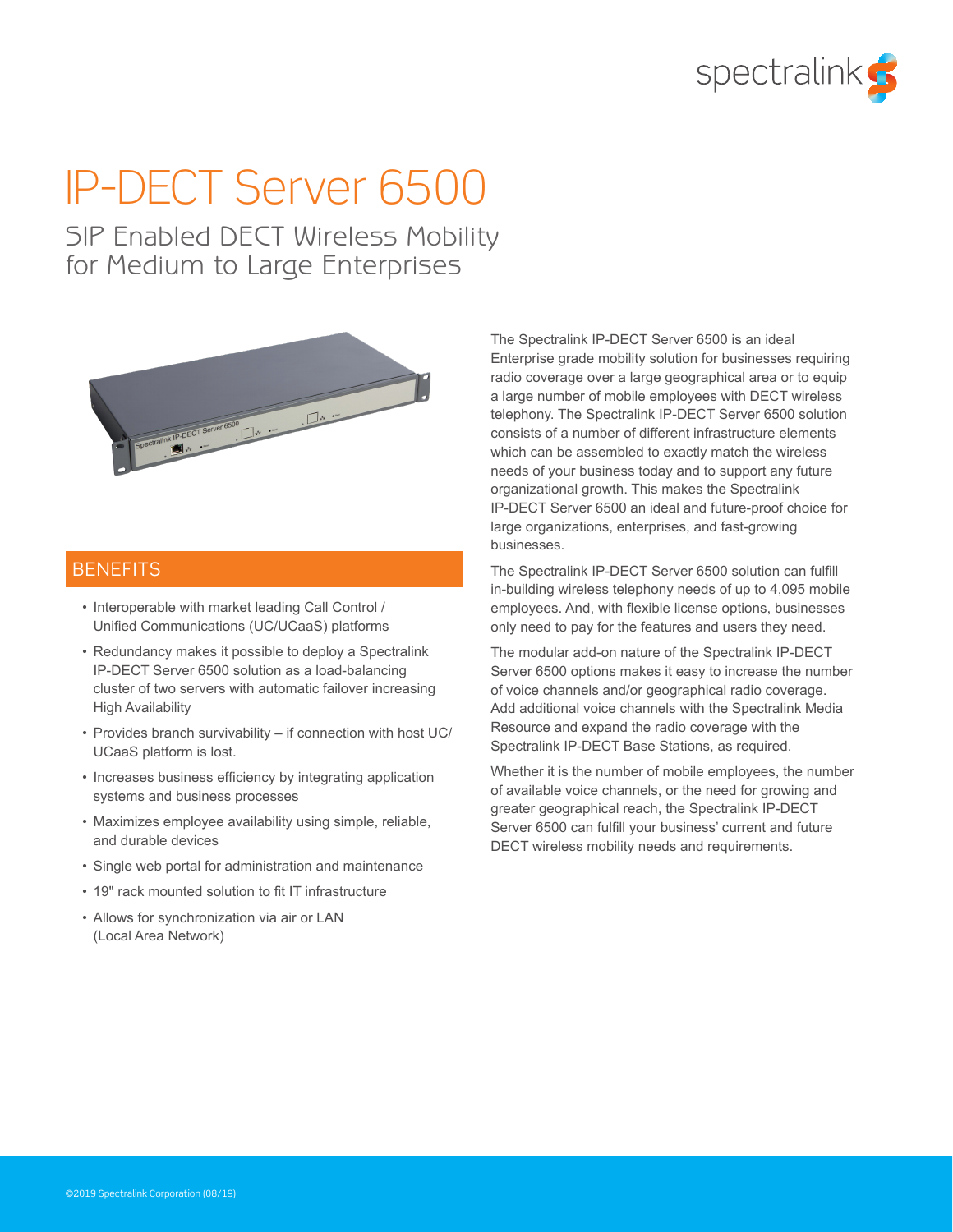# IP-DECT Server 6500

## SIP Enabled DECT Wireless Mobility for Medium to Large Enterprises

The Spectralink IP-DECT Server 6500 is an ideal Enterprise grade mobility solution for businesses requiring radio coverage over a large geographical area or to equip a large number of mobile employees with DECT wireless telephony. The Spectralink IP-DECT Server 6500 solution consists of a number of different infrastructure elements which can be assembled to exactly match the wireless needs of your business today and to support any future organizational growth. This makes the Spectralink IP-DECT Server 6500 an ideal and future-proof choice for large organizations, enterprises, and fast-growing businesses.

The Spectralink IP-DECT Server 6500 solution can fulfill in-building wireless telephony needs of up to 4,095 mobile employees. And, with flexible license options, businesses only need to pay for the features and users they need.

The modular add-on nature of the Spectralink IP-DECT Server 6500 options makes it easy to increase the number of voice channels and/or geographical radio coverage. Add additional voice channels with the Spectralink Media Resource and expand the radio coverage with the Spectralink IP-DECT Base Stations, as required.

Whether it is the number of mobile employees, the number of available voice channels, or the need for growing and greater geographical reach, the Spectralink IP-DECT Server 6500 can fulfill your business' current and future DECT wireless mobility needs and requirements.

## BENEFITS

- Interoperable with market leading Call Control / Unified Communications (UC/UCaaS) platforms
- Redundancy makes it possible to deploy a Spectralink IP-DECT Server 6500 solution as a load-balancing cluster of two servers with automatic failover increasing High Availability
- Provides branch survivability – if connection with host UC/UCaaS platform is lost.
- Increases business efficiency by integrating application systems and business processes
- Maximizes employee availability using simple, reliable, and durable devices
- Single web portal for administration and maintenance
- 19" rack mounted solution to fit IT infrastructure
- Allows for synchronization via air or LAN (Local Area Network)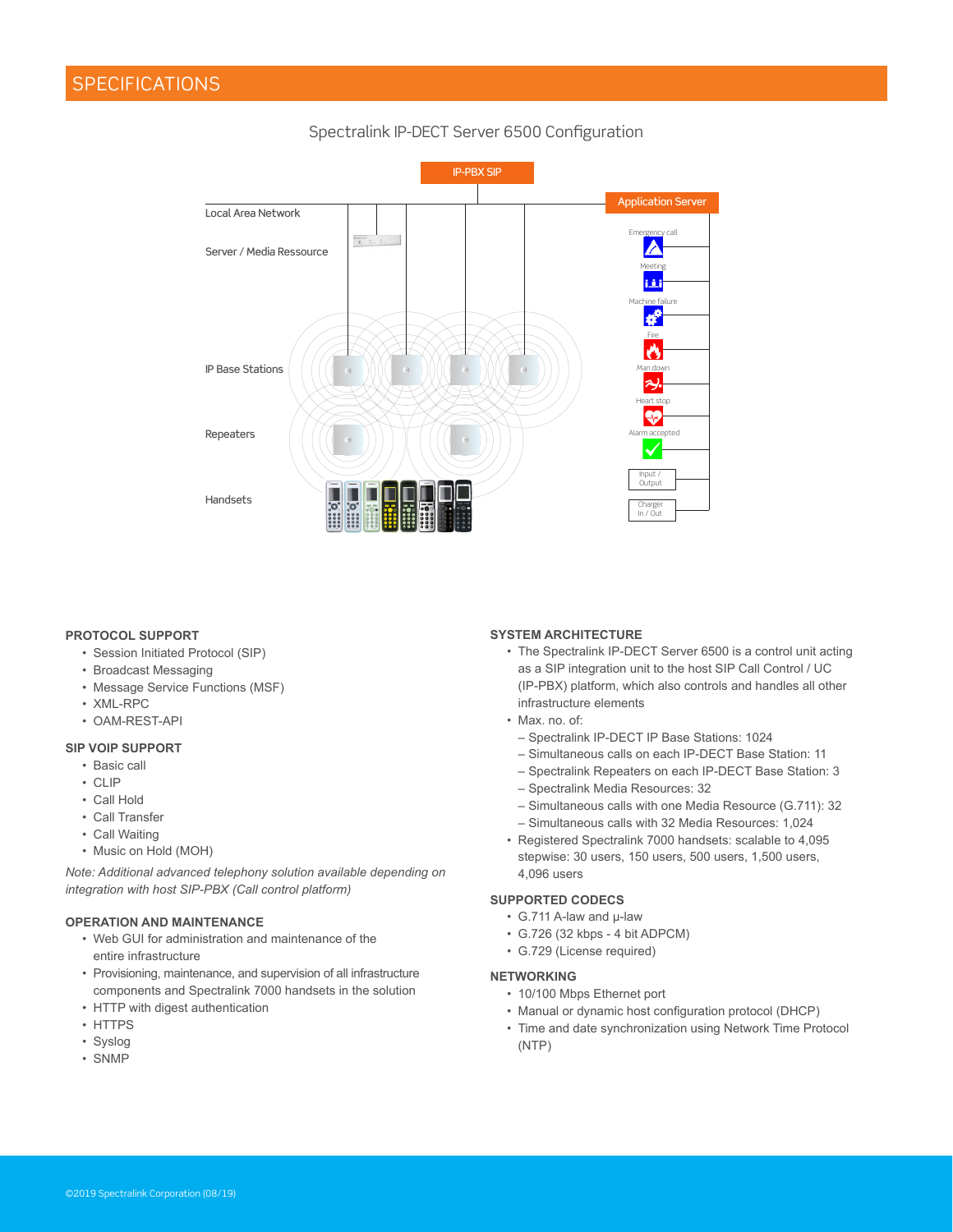# SPECIFICATIONS

Spectralink IP-DECT Server 6500 Configuration

IP-PBX SIP

Application Server

Local Area Network

Server / Media Ressource

IP Base Stations

Repeaters

Handsets

Emergency call

Meeting

Machine failure

Fire

Man down

Heart stop

Alarm accepted

Input / Output

Charger In / Out

## PROTOCOL SUPPORT

- Session Initiated Protocol (SIP)
- Broadcast Messaging
- Message Service Functions (MSF)
- XML-RPC
- OAM-REST-API

## SIP VOIP SUPPORT

- Basic call
- CLIP
- Call Hold
- Call Transfer
- Call Waiting
- Music on Hold (MOH)

*Note: Additional advanced telephony solution available depending on integration with host SIP-PBX (Call control platform)*

## OPERATION AND MAINTENANCE

- Web GUI for administration and maintenance of the entire infrastructure
- Provisioning, maintenance, and supervision of all infrastructure components and Spectralink 7000 handsets in the solution
- HTTP with digest authentication
- HTTPS
- Syslog
- SNMP

## SYSTEM ARCHITECTURE

- The Spectralink IP-DECT Server 6500 is a control unit acting as a SIP integration unit to the host SIP Call Control / UC (IP-PBX) platform, which also controls and handles all other infrastructure elements
- Max. no. of:
  - Spectralink IP-DECT IP Base Stations: 1024
  - Simultaneous calls on each IP-DECT Base Station: 11
  - Spectralink Repeaters on each IP-DECT Base Station: 3
  - Spectralink Media Resources: 32
  - Simultaneous calls with one Media Resource (G.711): 32
  - Simultaneous calls with 32 Media Resources: 1,024
- Registered Spectralink 7000 handsets: scalable to 4,095 stepwise: 30 users, 150 users, 500 users, 1,500 users, 4,096 users

## SUPPORTED CODECS

- G.711 A-law and µ-law
- G.726 (32 kbps - 4 bit ADPCM)
- G.729 (License required)

## NETWORKING

- 10/100 Mbps Ethernet port
- Manual or dynamic host configuration protocol (DHCP)
- Time and date synchronization using Network Time Protocol (NTP)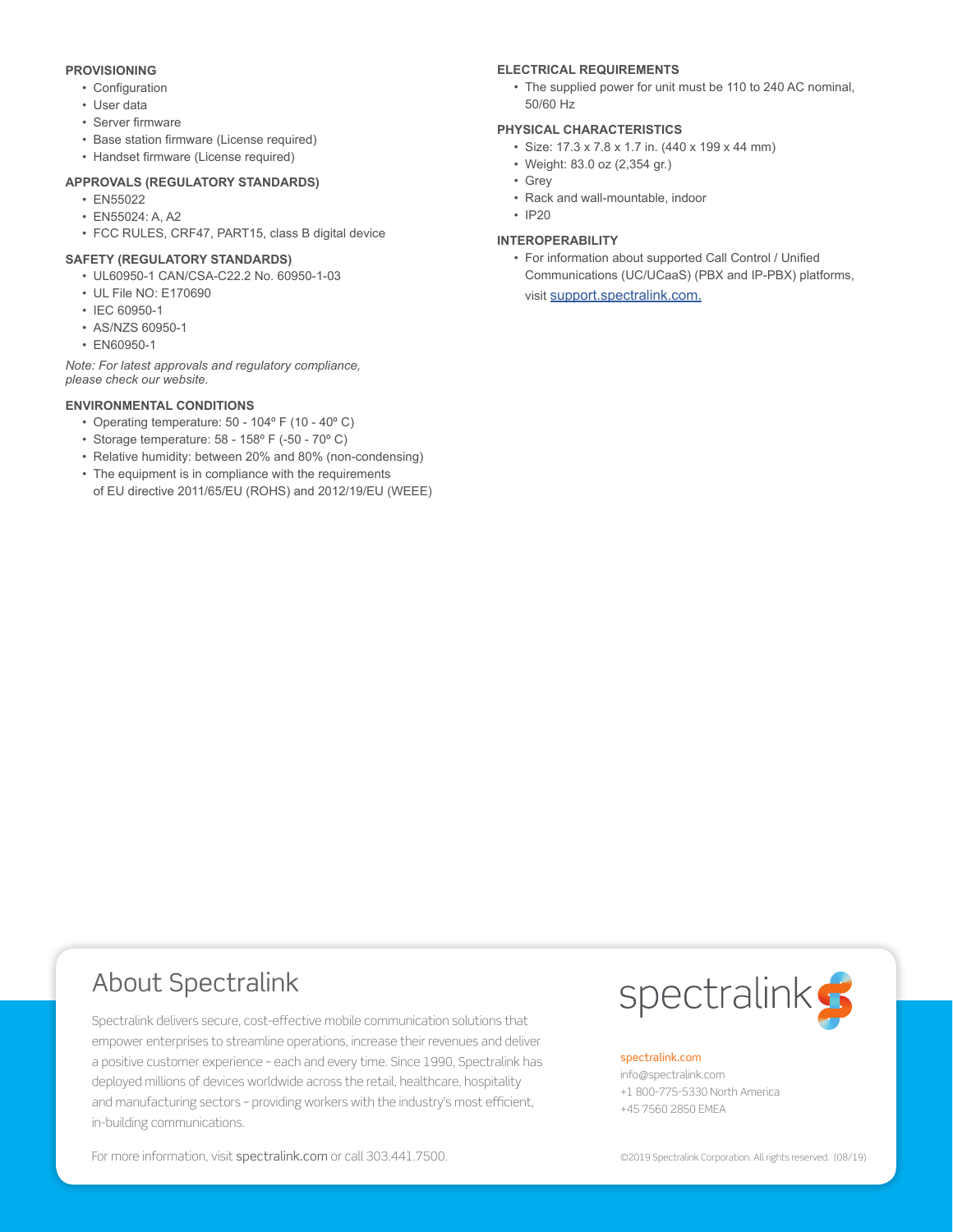### PROVISIONING

- Configuration
- User data
- Server firmware
- Base station firmware (License required)
- Handset firmware (License required)

### APPROVALS (REGULATORY STANDARDS)

- EN55022
- EN55024: A, A2
- FCC RULES, CRF47, PART15, class B digital device

### SAFETY (REGULATORY STANDARDS)

- UL60950-1 CAN/CSA-C22.2 No. 60950-1-03
- UL File NO: E170690
- IEC 60950-1
- AS/NZS 60950-1
- EN60950-1

*Note: For latest approvals and regulatory compliance, please check our website.*

### ENVIRONMENTAL CONDITIONS

- Operating temperature: 50 - 104º F (10 - 40º C)
- Storage temperature: 58 - 158º F (-50 - 70º C)
- Relative humidity: between 20% and 80% (non-condensing)
- The equipment is in compliance with the requirements of EU directive 2011/65/EU (ROHS) and 2012/19/EU (WEEE)

### ELECTRICAL REQUIREMENTS

- The supplied power for unit must be 110 to 240 AC nominal, 50/60 Hz

### PHYSICAL CHARACTERISTICS

- Size: 17.3 x 7.8 x 1.7 in. (440 x 199 x 44 mm)
- Weight: 83.0 oz (2,354 gr.)
- Grey
- Rack and wall-mountable, indoor
- IP20

### INTEROPERABILITY

- For information about supported Call Control / Unified Communications (UC/UCaaS) (PBX and IP-PBX) platforms, visit support.spectralink.com.

## About Spectralink

Spectralink delivers secure, cost-effective mobile communication solutions that empower enterprises to streamline operations, increase their revenues and deliver a positive customer experience – each and every time. Since 1990, Spectralink has deployed millions of devices worldwide across the retail, healthcare, hospitality and manufacturing sectors – providing workers with the industry's most efficient, in-building communications.

For more information, visit spectralink.com or call 303.441.7500.

spectralink

spectralink.com
info@spectralink.com
+1 800-775-5330 North America
+45 7560 2850 EMEA

©2019 Spectralink Corporation. All rights reserved. (08/19)